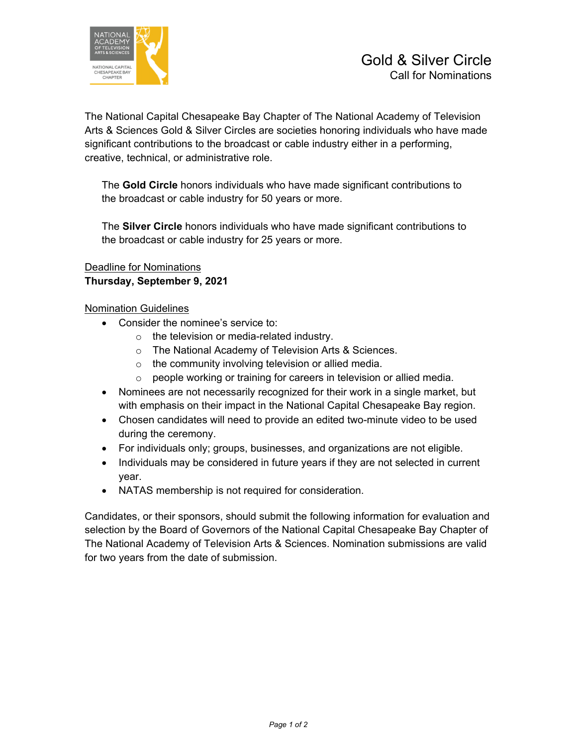# Gold & Silver Circle

## Call for Nominations

The National Capital Chesapeake Bay Chapter of The National Academy of Television Arts & Sciences Gold & Silver Circles are societies honoring individuals who have made significant contributions to the broadcast or cable industry either in a performing, creative, technical, or administrative role.

The **Gold Circle** honors individuals who have made significant contributions to the broadcast or cable industry for 50 years or more.

The **Silver Circle** honors individuals who have made significant contributions to the broadcast or cable industry for 25 years or more.

Deadline for Nominations
**Thursday, September 9, 2021**

Nomination Guidelines

- Consider the nominee's service to:
  - the television or media-related industry.
  - The National Academy of Television Arts & Sciences.
  - the community involving television or allied media.
  - people working or training for careers in television or allied media.
- Nominees are not necessarily recognized for their work in a single market, but with emphasis on their impact in the National Capital Chesapeake Bay region.
- Chosen candidates will need to provide an edited two-minute video to be used during the ceremony.
- For individuals only; groups, businesses, and organizations are not eligible.
- Individuals may be considered in future years if they are not selected in current year.
- NATAS membership is not required for consideration.

Candidates, or their sponsors, should submit the following information for evaluation and selection by the Board of Governors of the National Capital Chesapeake Bay Chapter of The National Academy of Television Arts & Sciences. Nomination submissions are valid for two years from the date of submission.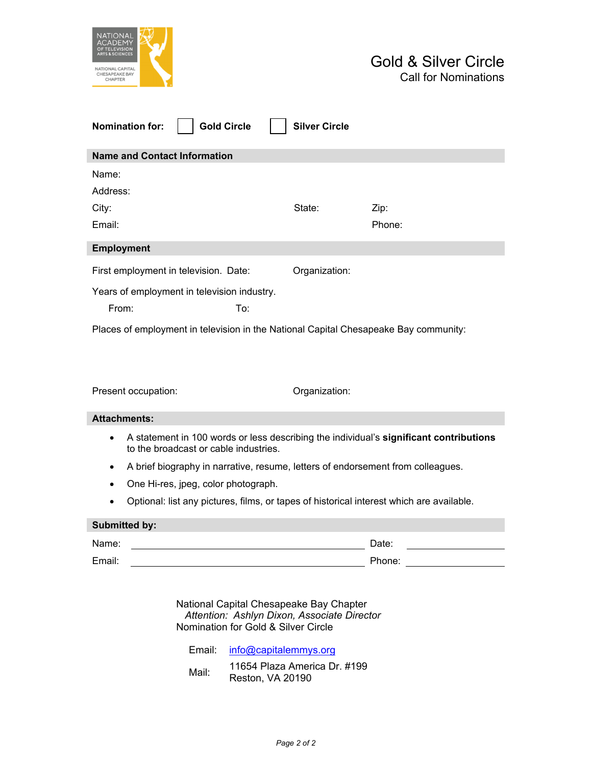NATIONAL ACADEMY OF TELEVISION ARTS & SCIENCES
NATIONAL CAPITAL CHESAPEAKE BAY CHAPTER

# Gold & Silver Circle
## Call for Nominations

**Nomination for:** ☐ **Gold Circle** ☐ **Silver Circle**

### Name and Contact Information

Name:

Address:

City: State: Zip:

Email: Phone:

### Employment

First employment in television. Date: Organization:

Years of employment in television industry.

From: To:

Places of employment in television in the National Capital Chesapeake Bay community:

Present occupation: Organization:

### Attachments:

- A statement in 100 words or less describing the individual's **significant contributions** to the broadcast or cable industries.
- A brief biography in narrative, resume, letters of endorsement from colleagues.
- One Hi-res, jpeg, color photograph.
- Optional: list any pictures, films, or tapes of historical interest which are available.

### Submitted by:

Name: ______________________________ Date: ______________

Email: ______________________________ Phone: ______________

National Capital Chesapeake Bay Chapter
*Attention: Ashlyn Dixon, Associate Director*
Nomination for Gold & Silver Circle

Email: info@capitalemmys.org

Mail: 11654 Plaza America Dr. #199
Reston, VA 20190